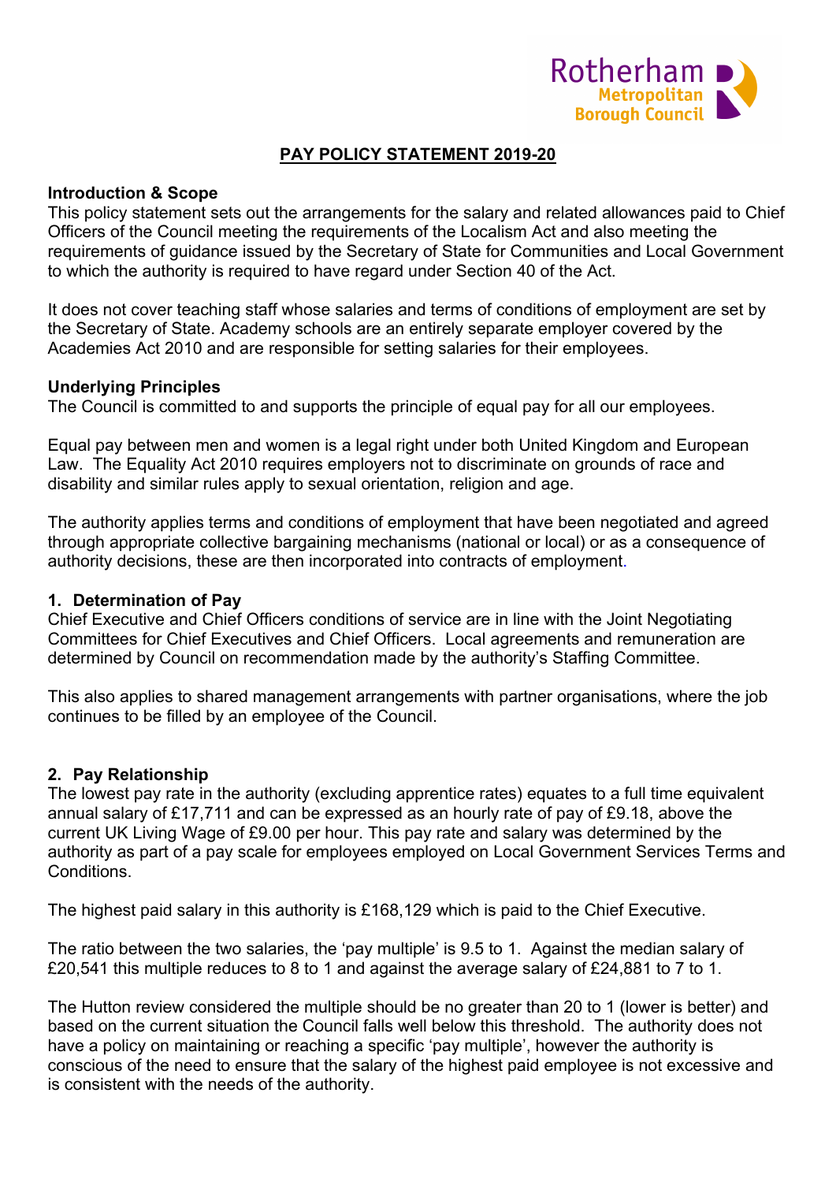# PAY POLICY STATEMENT 2019-20

**Introduction & Scope**

This policy statement sets out the arrangements for the salary and related allowances paid to Chief Officers of the Council meeting the requirements of the Localism Act and also meeting the requirements of guidance issued by the Secretary of State for Communities and Local Government to which the authority is required to have regard under Section 40 of the Act.

It does not cover teaching staff whose salaries and terms of conditions of employment are set by the Secretary of State. Academy schools are an entirely separate employer covered by the Academies Act 2010 and are responsible for setting salaries for their employees.

**Underlying Principles**

The Council is committed to and supports the principle of equal pay for all our employees.

Equal pay between men and women is a legal right under both United Kingdom and European Law. The Equality Act 2010 requires employers not to discriminate on grounds of race and disability and similar rules apply to sexual orientation, religion and age.

The authority applies terms and conditions of employment that have been negotiated and agreed through appropriate collective bargaining mechanisms (national or local) or as a consequence of authority decisions, these are then incorporated into contracts of employment.

## 1. Determination of Pay

Chief Executive and Chief Officers conditions of service are in line with the Joint Negotiating Committees for Chief Executives and Chief Officers. Local agreements and remuneration are determined by Council on recommendation made by the authority's Staffing Committee.

This also applies to shared management arrangements with partner organisations, where the job continues to be filled by an employee of the Council.

## 2. Pay Relationship

The lowest pay rate in the authority (excluding apprentice rates) equates to a full time equivalent annual salary of £17,711 and can be expressed as an hourly rate of pay of £9.18, above the current UK Living Wage of £9.00 per hour. This pay rate and salary was determined by the authority as part of a pay scale for employees employed on Local Government Services Terms and Conditions.

The highest paid salary in this authority is £168,129 which is paid to the Chief Executive.

The ratio between the two salaries, the 'pay multiple' is 9.5 to 1. Against the median salary of £20,541 this multiple reduces to 8 to 1 and against the average salary of £24,881 to 7 to 1.

The Hutton review considered the multiple should be no greater than 20 to 1 (lower is better) and based on the current situation the Council falls well below this threshold. The authority does not have a policy on maintaining or reaching a specific 'pay multiple', however the authority is conscious of the need to ensure that the salary of the highest paid employee is not excessive and is consistent with the needs of the authority.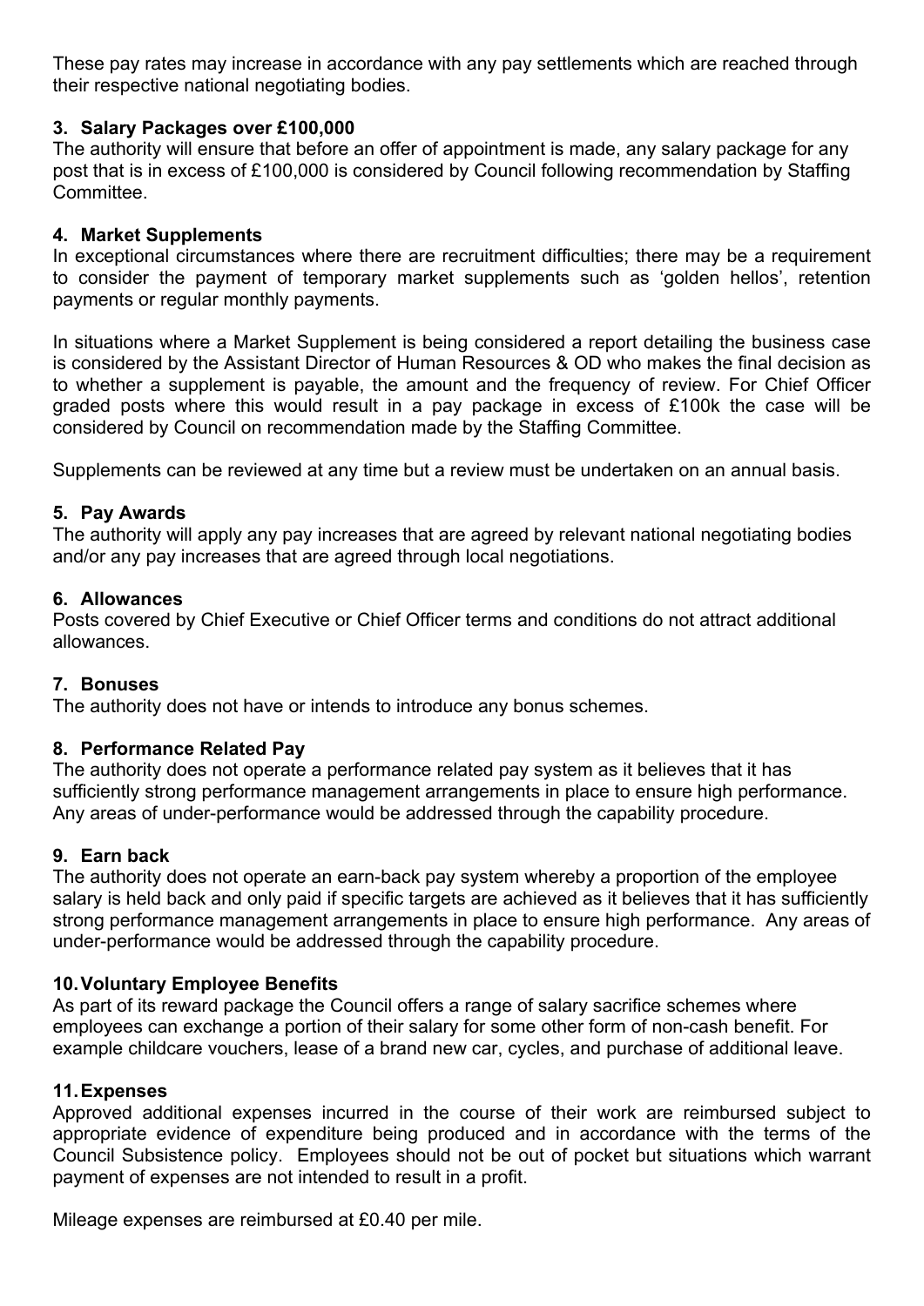These pay rates may increase in accordance with any pay settlements which are reached through their respective national negotiating bodies.

### 3. Salary Packages over £100,000

The authority will ensure that before an offer of appointment is made, any salary package for any post that is in excess of £100,000 is considered by Council following recommendation by Staffing Committee.

### 4. Market Supplements

In exceptional circumstances where there are recruitment difficulties; there may be a requirement to consider the payment of temporary market supplements such as 'golden hellos', retention payments or regular monthly payments.

In situations where a Market Supplement is being considered a report detailing the business case is considered by the Assistant Director of Human Resources & OD who makes the final decision as to whether a supplement is payable, the amount and the frequency of review. For Chief Officer graded posts where this would result in a pay package in excess of £100k the case will be considered by Council on recommendation made by the Staffing Committee.

Supplements can be reviewed at any time but a review must be undertaken on an annual basis.

### 5. Pay Awards

The authority will apply any pay increases that are agreed by relevant national negotiating bodies and/or any pay increases that are agreed through local negotiations.

### 6. Allowances

Posts covered by Chief Executive or Chief Officer terms and conditions do not attract additional allowances.

### 7. Bonuses

The authority does not have or intends to introduce any bonus schemes.

### 8. Performance Related Pay

The authority does not operate a performance related pay system as it believes that it has sufficiently strong performance management arrangements in place to ensure high performance. Any areas of under-performance would be addressed through the capability procedure.

### 9. Earn back

The authority does not operate an earn-back pay system whereby a proportion of the employee salary is held back and only paid if specific targets are achieved as it believes that it has sufficiently strong performance management arrangements in place to ensure high performance. Any areas of under-performance would be addressed through the capability procedure.

### 10. Voluntary Employee Benefits

As part of its reward package the Council offers a range of salary sacrifice schemes where employees can exchange a portion of their salary for some other form of non-cash benefit. For example childcare vouchers, lease of a brand new car, cycles, and purchase of additional leave.

### 11. Expenses

Approved additional expenses incurred in the course of their work are reimbursed subject to appropriate evidence of expenditure being produced and in accordance with the terms of the Council Subsistence policy. Employees should not be out of pocket but situations which warrant payment of expenses are not intended to result in a profit.

Mileage expenses are reimbursed at £0.40 per mile.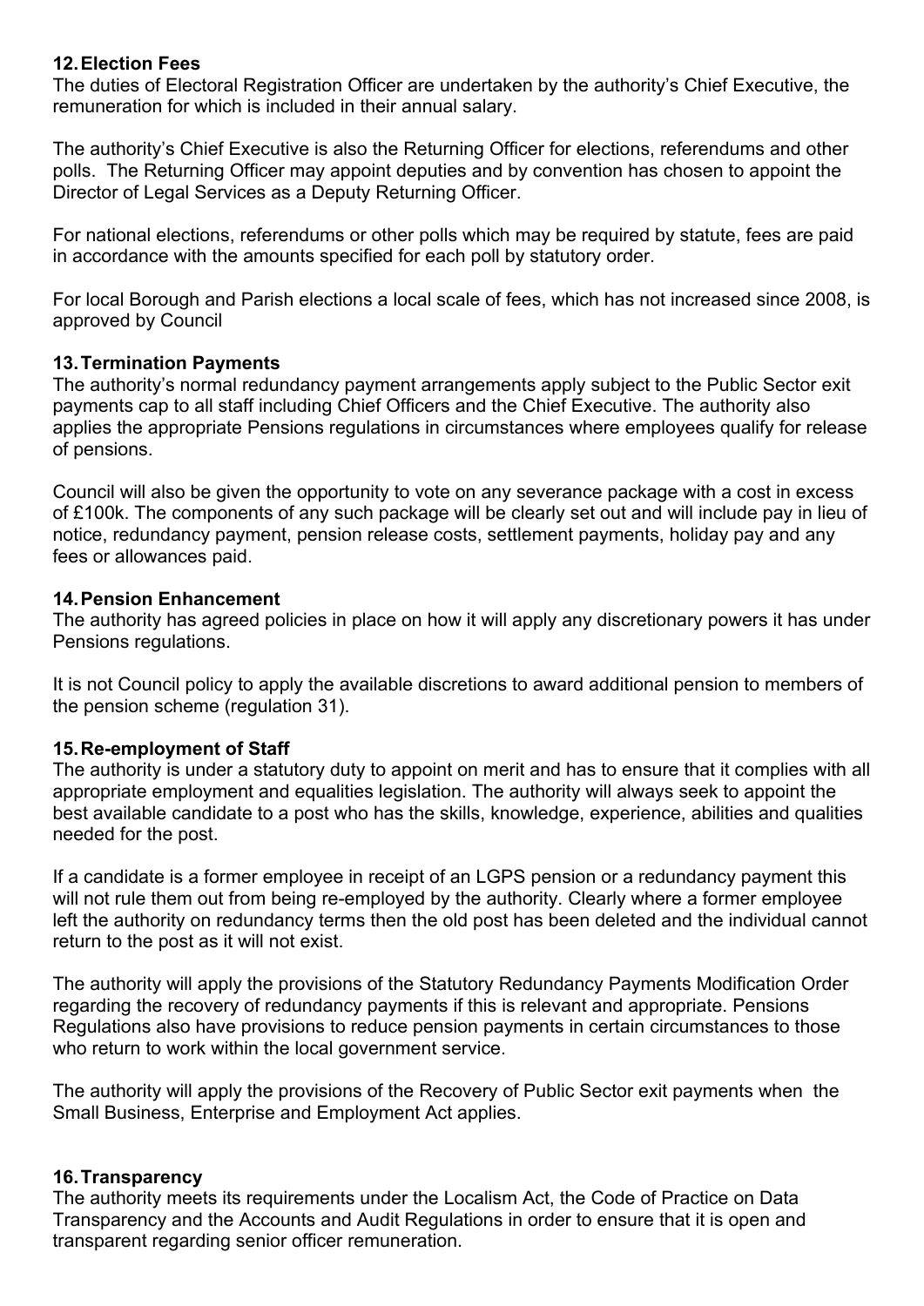## 12. Election Fees

The duties of Electoral Registration Officer are undertaken by the authority's Chief Executive, the remuneration for which is included in their annual salary.

The authority's Chief Executive is also the Returning Officer for elections, referendums and other polls. The Returning Officer may appoint deputies and by convention has chosen to appoint the Director of Legal Services as a Deputy Returning Officer.

For national elections, referendums or other polls which may be required by statute, fees are paid in accordance with the amounts specified for each poll by statutory order.

For local Borough and Parish elections a local scale of fees, which has not increased since 2008, is approved by Council

## 13. Termination Payments

The authority's normal redundancy payment arrangements apply subject to the Public Sector exit payments cap to all staff including Chief Officers and the Chief Executive. The authority also applies the appropriate Pensions regulations in circumstances where employees qualify for release of pensions.

Council will also be given the opportunity to vote on any severance package with a cost in excess of £100k. The components of any such package will be clearly set out and will include pay in lieu of notice, redundancy payment, pension release costs, settlement payments, holiday pay and any fees or allowances paid.

## 14. Pension Enhancement

The authority has agreed policies in place on how it will apply any discretionary powers it has under Pensions regulations.

It is not Council policy to apply the available discretions to award additional pension to members of the pension scheme (regulation 31).

## 15. Re-employment of Staff

The authority is under a statutory duty to appoint on merit and has to ensure that it complies with all appropriate employment and equalities legislation. The authority will always seek to appoint the best available candidate to a post who has the skills, knowledge, experience, abilities and qualities needed for the post.

If a candidate is a former employee in receipt of an LGPS pension or a redundancy payment this will not rule them out from being re-employed by the authority. Clearly where a former employee left the authority on redundancy terms then the old post has been deleted and the individual cannot return to the post as it will not exist.

The authority will apply the provisions of the Statutory Redundancy Payments Modification Order regarding the recovery of redundancy payments if this is relevant and appropriate. Pensions Regulations also have provisions to reduce pension payments in certain circumstances to those who return to work within the local government service.

The authority will apply the provisions of the Recovery of Public Sector exit payments when the Small Business, Enterprise and Employment Act applies.

## 16. Transparency

The authority meets its requirements under the Localism Act, the Code of Practice on Data Transparency and the Accounts and Audit Regulations in order to ensure that it is open and transparent regarding senior officer remuneration.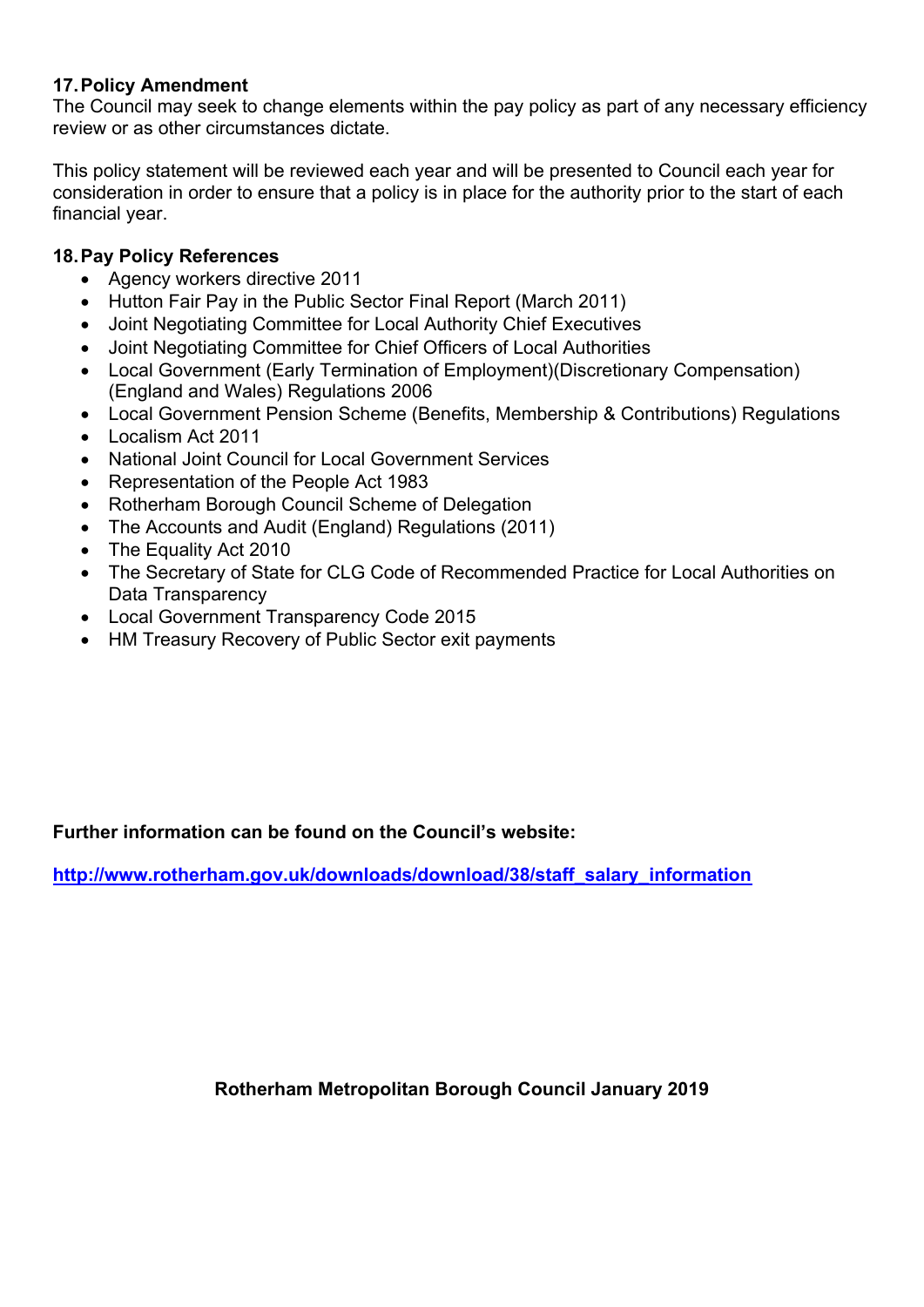## 17. Policy Amendment

The Council may seek to change elements within the pay policy as part of any necessary efficiency review or as other circumstances dictate.

This policy statement will be reviewed each year and will be presented to Council each year for consideration in order to ensure that a policy is in place for the authority prior to the start of each financial year.

## 18. Pay Policy References

- Agency workers directive 2011
- Hutton Fair Pay in the Public Sector Final Report (March 2011)
- Joint Negotiating Committee for Local Authority Chief Executives
- Joint Negotiating Committee for Chief Officers of Local Authorities
- Local Government (Early Termination of Employment)(Discretionary Compensation) (England and Wales) Regulations 2006
- Local Government Pension Scheme (Benefits, Membership & Contributions) Regulations
- Localism Act 2011
- National Joint Council for Local Government Services
- Representation of the People Act 1983
- Rotherham Borough Council Scheme of Delegation
- The Accounts and Audit (England) Regulations (2011)
- The Equality Act 2010
- The Secretary of State for CLG Code of Recommended Practice for Local Authorities on Data Transparency
- Local Government Transparency Code 2015
- HM Treasury Recovery of Public Sector exit payments

**Further information can be found on the Council's website:**

**[http://www.rotherham.gov.uk/downloads/download/38/staff_salary_information](http://www.rotherham.gov.uk/downloads/download/38/staff_salary_information)**

**Rotherham Metropolitan Borough Council January 2019**